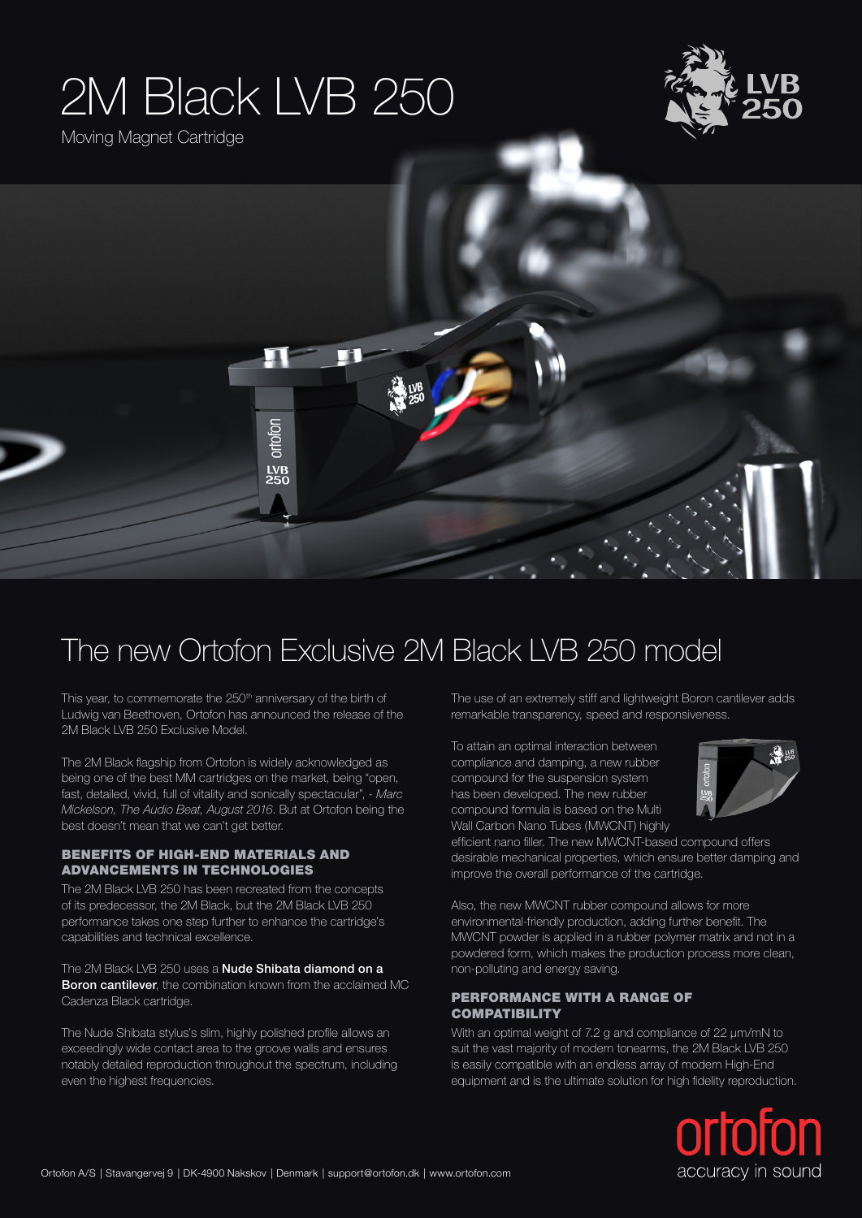# 2M Black LVB 250

Moving Magnet Cartridge

## The new Ortofon Exclusive 2M Black LVB 250 model

This year, to commemorate the 250th anniversary of the birth of Ludwig van Beethoven, Ortofon has announced the release of the 2M Black LVB 250 Exclusive Model.

The 2M Black flagship from Ortofon is widely acknowledged as being one of the best MM cartridges on the market, being "open, fast, detailed, vivid, full of vitality and sonically spectacular", - *Marc Mickelson, The Audio Beat, August 2016*. But at Ortofon being the best doesn't mean that we can't get better.

### BENEFITS OF HIGH-END MATERIALS AND ADVANCEMENTS IN TECHNOLOGIES

The 2M Black LVB 250 has been recreated from the concepts of its predecessor, the 2M Black, but the 2M Black LVB 250 performance takes one step further to enhance the cartridge's capabilities and technical excellence.

The 2M Black LVB 250 uses a **Nude Shibata diamond on a Boron cantilever**, the combination known from the acclaimed MC Cadenza Black cartridge.

The Nude Shibata stylus's slim, highly polished profile allows an exceedingly wide contact area to the groove walls and ensures notably detailed reproduction throughout the spectrum, including even the highest frequencies.

The use of an extremely stiff and lightweight Boron cantilever adds remarkable transparency, speed and responsiveness.

To attain an optimal interaction between compliance and damping, a new rubber compound for the suspension system has been developed. The new rubber compound formula is based on the Multi Wall Carbon Nano Tubes (MWCNT) highly efficient nano filler. The new MWCNT-based compound offers desirable mechanical properties, which ensure better damping and improve the overall performance of the cartridge.

Also, the new MWCNT rubber compound allows for more environmental-friendly production, adding further benefit. The MWCNT powder is applied in a rubber polymer matrix and not in a powdered form, which makes the production process more clean, non-polluting and energy saving.

### PERFORMANCE WITH A RANGE OF COMPATIBILITY

With an optimal weight of 7.2 g and compliance of 22 µm/mN to suit the vast majority of modern tonearms, the 2M Black LVB 250 is easily compatible with an endless array of modern High-End equipment and is the ultimate solution for high fidelity reproduction.

ortofon
accuracy in sound

Ortofon A/S | Stavangervej 9 | DK-4900 Nakskov | Denmark | support@ortofon.dk | www.ortofon.com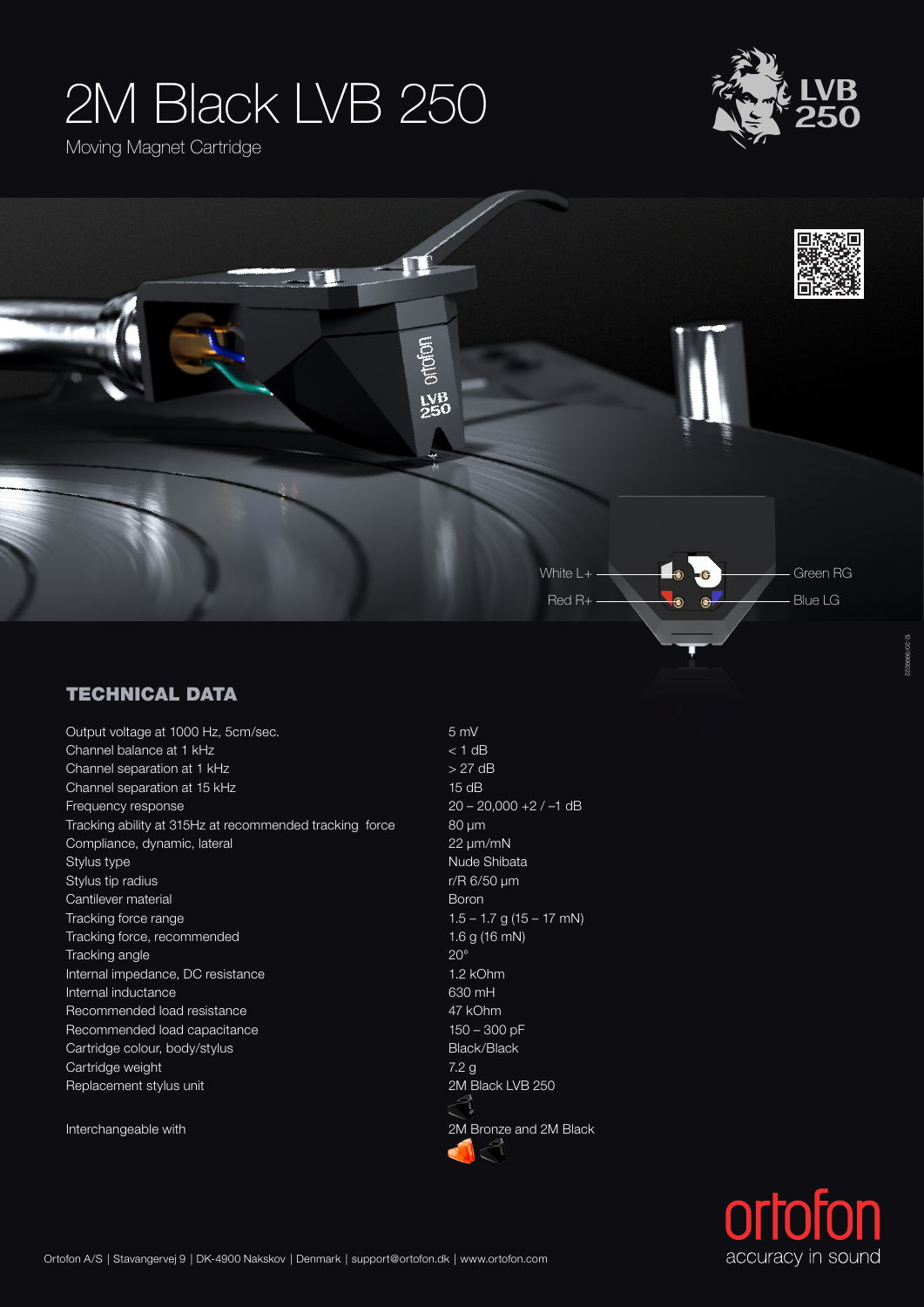# 2M Black LVB 250

Moving Magnet Cartridge

White L+

Red R+

Green RG

Blue LG

## TECHNICAL DATA

| | |
|---|---|
| Output voltage at 1000 Hz, 5cm/sec. | 5 mV |
| Channel balance at 1 kHz | < 1 dB |
| Channel separation at 1 kHz | > 27 dB |
| Channel separation at 15 kHz | 15 dB |
| Frequency response | 20 – 20,000 +2 / –1 dB |
| Tracking ability at 315Hz at recommended tracking force | 80 µm |
| Compliance, dynamic, lateral | 22 µm/mN |
| Stylus type | Nude Shibata |
| Stylus tip radius | r/R 6/50 µm |
| Cantilever material | Boron |
| Tracking force range | 1.5 – 1.7 g (15 – 17 mN) |
| Tracking force, recommended | 1.6 g (16 mN) |
| Tracking angle | 20° |
| Internal impedance, DC resistance | 1.2 kOhm |
| Internal inductance | 630 mH |
| Recommended load resistance | 47 kOhm |
| Recommended load capacitance | 150 – 300 pF |
| Cartridge colour, body/stylus | Black/Black |
| Cartridge weight | 7.2 g |
| Replacement stylus unit | 2M Black LVB 250 |
| Interchangeable with | 2M Bronze and 2M Black |

Ortofon A/S | Stavangervej 9 | DK-4900 Nakskov | Denmark | support@ortofon.dk | www.ortofon.com

ortofon
accuracy in sound